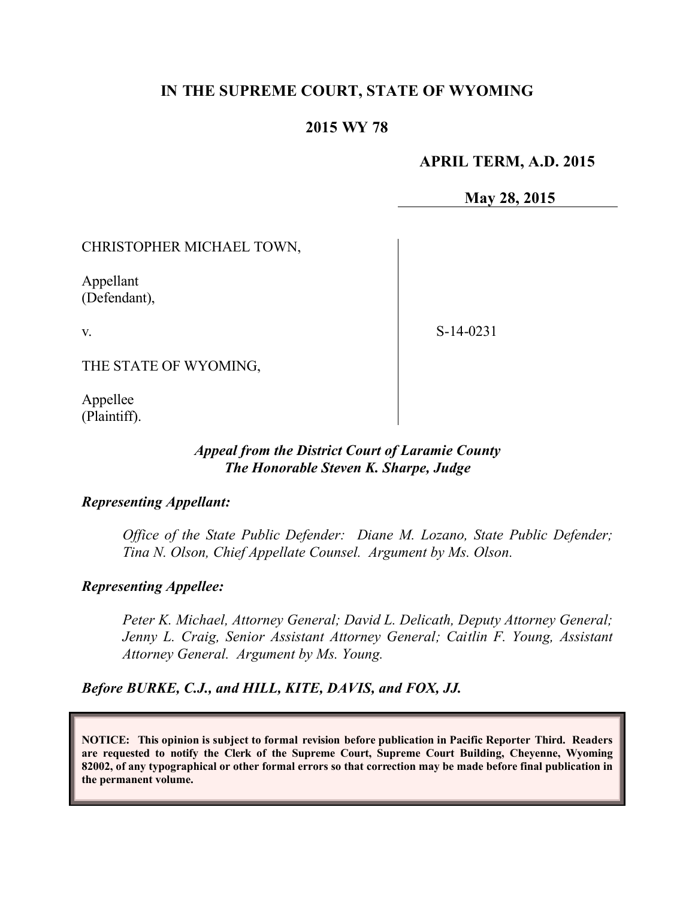# IN THE SUPREME COURT, STATE OF WYOMING

## 2015 WY 78

**APRIL TERM, A.D. 2015**

**May 28, 2015**

CHRISTOPHER MICHAEL TOWN,

Appellant
(Defendant),

v.

THE STATE OF WYOMING,

Appellee
(Plaintiff).

S-14-0231

***Appeal from the District Court of Laramie County***
***The Honorable Steven K. Sharpe, Judge***

***Representing Appellant:***

*Office of the State Public Defender: Diane M. Lozano, State Public Defender; Tina N. Olson, Chief Appellate Counsel. Argument by Ms. Olson.*

***Representing Appellee:***

*Peter K. Michael, Attorney General; David L. Delicath, Deputy Attorney General; Jenny L. Craig, Senior Assistant Attorney General; Caitlin F. Young, Assistant Attorney General. Argument by Ms. Young.*

***Before BURKE, C.J., and HILL, KITE, DAVIS, and FOX, JJ.***

**NOTICE: This opinion is subject to formal revision before publication in Pacific Reporter Third. Readers are requested to notify the Clerk of the Supreme Court, Supreme Court Building, Cheyenne, Wyoming 82002, of any typographical or other formal errors so that correction may be made before final publication in the permanent volume.**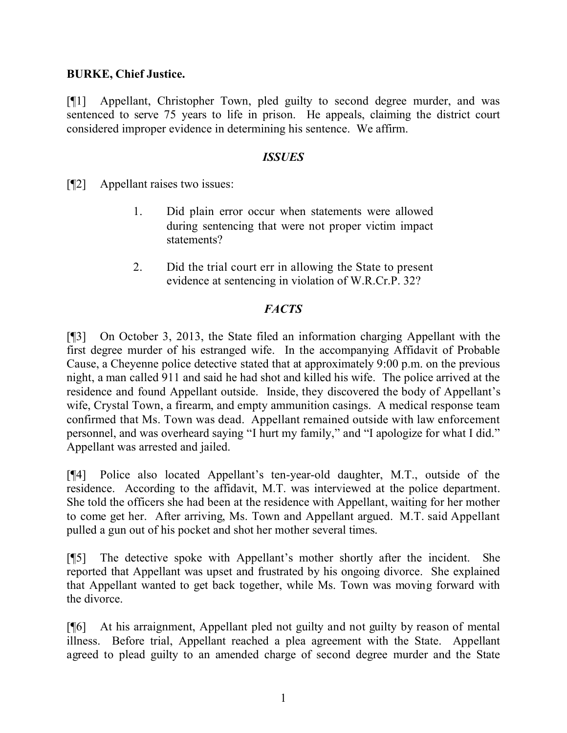**BURKE, Chief Justice.**

[¶1] Appellant, Christopher Town, pled guilty to second degree murder, and was sentenced to serve 75 years to life in prison. He appeals, claiming the district court considered improper evidence in determining his sentence. We affirm.

## *ISSUES*

[¶2] Appellant raises two issues:

1. Did plain error occur when statements were allowed during sentencing that were not proper victim impact statements?

2. Did the trial court err in allowing the State to present evidence at sentencing in violation of W.R.Cr.P. 32?

## *FACTS*

[¶3] On October 3, 2013, the State filed an information charging Appellant with the first degree murder of his estranged wife. In the accompanying Affidavit of Probable Cause, a Cheyenne police detective stated that at approximately 9:00 p.m. on the previous night, a man called 911 and said he had shot and killed his wife. The police arrived at the residence and found Appellant outside. Inside, they discovered the body of Appellant's wife, Crystal Town, a firearm, and empty ammunition casings. A medical response team confirmed that Ms. Town was dead. Appellant remained outside with law enforcement personnel, and was overheard saying "I hurt my family," and "I apologize for what I did." Appellant was arrested and jailed.

[¶4] Police also located Appellant's ten-year-old daughter, M.T., outside of the residence. According to the affidavit, M.T. was interviewed at the police department. She told the officers she had been at the residence with Appellant, waiting for her mother to come get her. After arriving, Ms. Town and Appellant argued. M.T. said Appellant pulled a gun out of his pocket and shot her mother several times.

[¶5] The detective spoke with Appellant's mother shortly after the incident. She reported that Appellant was upset and frustrated by his ongoing divorce. She explained that Appellant wanted to get back together, while Ms. Town was moving forward with the divorce.

[¶6] At his arraignment, Appellant pled not guilty and not guilty by reason of mental illness. Before trial, Appellant reached a plea agreement with the State. Appellant agreed to plead guilty to an amended charge of second degree murder and the State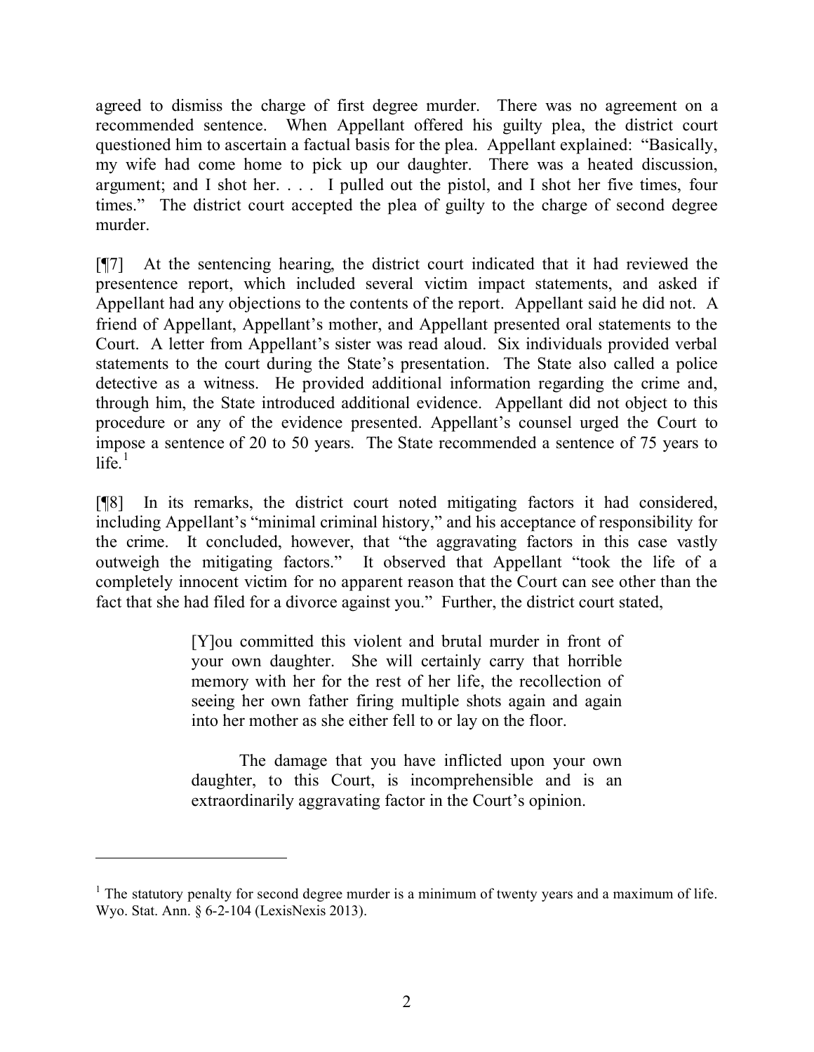agreed to dismiss the charge of first degree murder. There was no agreement on a recommended sentence. When Appellant offered his guilty plea, the district court questioned him to ascertain a factual basis for the plea. Appellant explained: "Basically, my wife had come home to pick up our daughter. There was a heated discussion, argument; and I shot her. . . . I pulled out the pistol, and I shot her five times, four times." The district court accepted the plea of guilty to the charge of second degree murder.

[¶7] At the sentencing hearing, the district court indicated that it had reviewed the presentence report, which included several victim impact statements, and asked if Appellant had any objections to the contents of the report. Appellant said he did not. A friend of Appellant, Appellant's mother, and Appellant presented oral statements to the Court. A letter from Appellant's sister was read aloud. Six individuals provided verbal statements to the court during the State's presentation. The State also called a police detective as a witness. He provided additional information regarding the crime and, through him, the State introduced additional evidence. Appellant did not object to this procedure or any of the evidence presented. Appellant's counsel urged the Court to impose a sentence of 20 to 50 years. The State recommended a sentence of 75 years to life.[1]

[¶8] In its remarks, the district court noted mitigating factors it had considered, including Appellant's "minimal criminal history," and his acceptance of responsibility for the crime. It concluded, however, that "the aggravating factors in this case vastly outweigh the mitigating factors." It observed that Appellant "took the life of a completely innocent victim for no apparent reason that the Court can see other than the fact that she had filed for a divorce against you." Further, the district court stated,

> [Y]ou committed this violent and brutal murder in front of your own daughter. She will certainly carry that horrible memory with her for the rest of her life, the recollection of seeing her own father firing multiple shots again and again into her mother as she either fell to or lay on the floor.
>
> The damage that you have inflicted upon your own daughter, to this Court, is incomprehensible and is an extraordinarily aggravating factor in the Court's opinion.

---

[1] The statutory penalty for second degree murder is a minimum of twenty years and a maximum of life. Wyo. Stat. Ann. § 6-2-104 (LexisNexis 2013).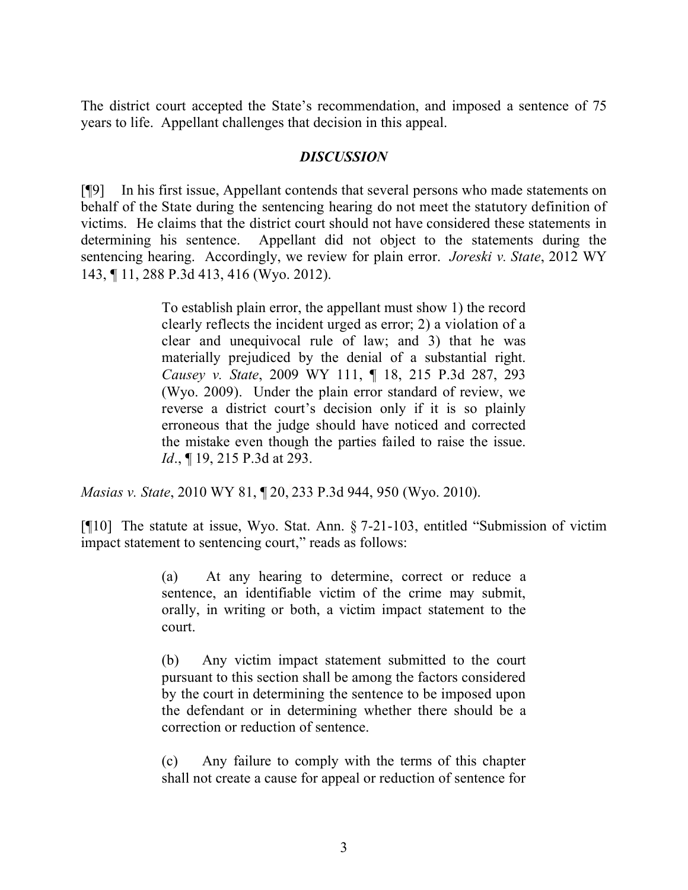The district court accepted the State's recommendation, and imposed a sentence of 75 years to life. Appellant challenges that decision in this appeal.

## *DISCUSSION*

[¶9] In his first issue, Appellant contends that several persons who made statements on behalf of the State during the sentencing hearing do not meet the statutory definition of victims. He claims that the district court should not have considered these statements in determining his sentence. Appellant did not object to the statements during the sentencing hearing. Accordingly, we review for plain error. *Joreski v. State*, 2012 WY 143, ¶ 11, 288 P.3d 413, 416 (Wyo. 2012).

> To establish plain error, the appellant must show 1) the record clearly reflects the incident urged as error; 2) a violation of a clear and unequivocal rule of law; and 3) that he was materially prejudiced by the denial of a substantial right. *Causey v. State*, 2009 WY 111, ¶ 18, 215 P.3d 287, 293 (Wyo. 2009). Under the plain error standard of review, we reverse a district court's decision only if it is so plainly erroneous that the judge should have noticed and corrected the mistake even though the parties failed to raise the issue. *Id*., ¶ 19, 215 P.3d at 293.

*Masias v. State*, 2010 WY 81, ¶ 20, 233 P.3d 944, 950 (Wyo. 2010).

[¶10] The statute at issue, Wyo. Stat. Ann. § 7-21-103, entitled "Submission of victim impact statement to sentencing court," reads as follows:

> (a) At any hearing to determine, correct or reduce a sentence, an identifiable victim of the crime may submit, orally, in writing or both, a victim impact statement to the court.
>
> (b) Any victim impact statement submitted to the court pursuant to this section shall be among the factors considered by the court in determining the sentence to be imposed upon the defendant or in determining whether there should be a correction or reduction of sentence.
>
> (c) Any failure to comply with the terms of this chapter shall not create a cause for appeal or reduction of sentence for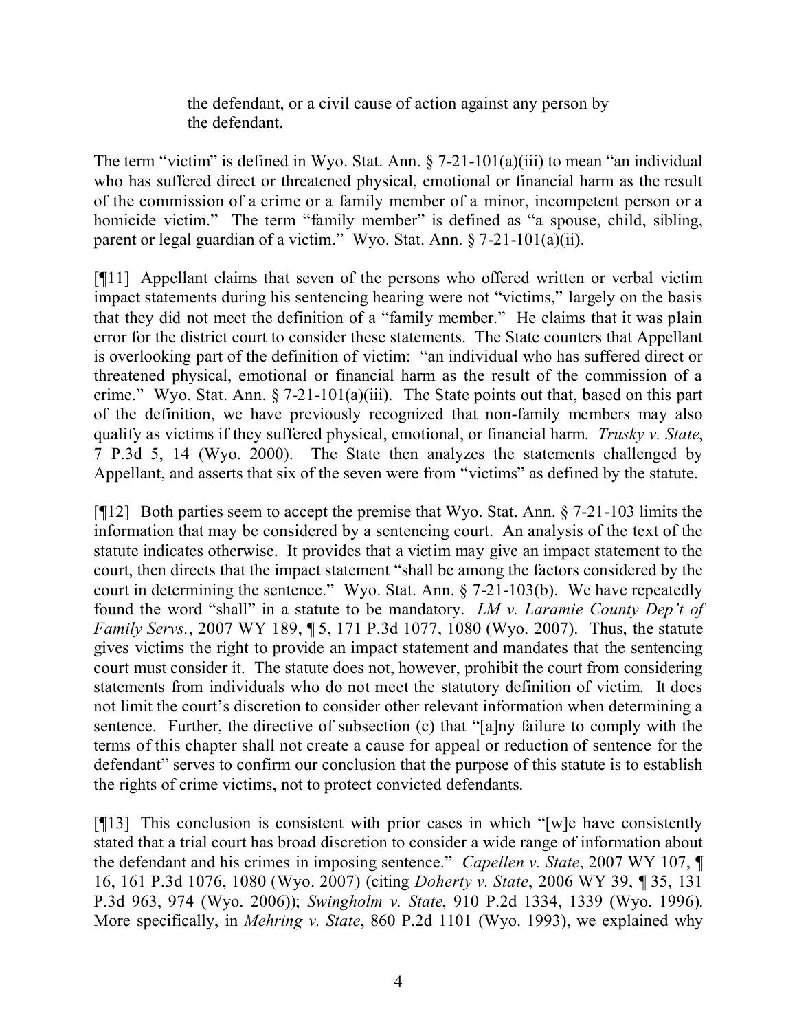> the defendant, or a civil cause of action against any person by the defendant.

The term "victim" is defined in Wyo. Stat. Ann. § 7-21-101(a)(iii) to mean "an individual who has suffered direct or threatened physical, emotional or financial harm as the result of the commission of a crime or a family member of a minor, incompetent person or a homicide victim." The term "family member" is defined as "a spouse, child, sibling, parent or legal guardian of a victim." Wyo. Stat. Ann. § 7-21-101(a)(ii).

[¶11] Appellant claims that seven of the persons who offered written or verbal victim impact statements during his sentencing hearing were not "victims," largely on the basis that they did not meet the definition of a "family member." He claims that it was plain error for the district court to consider these statements. The State counters that Appellant is overlooking part of the definition of victim: "an individual who has suffered direct or threatened physical, emotional or financial harm as the result of the commission of a crime." Wyo. Stat. Ann. § 7-21-101(a)(iii). The State points out that, based on this part of the definition, we have previously recognized that non-family members may also qualify as victims if they suffered physical, emotional, or financial harm. *Trusky v. State*, 7 P.3d 5, 14 (Wyo. 2000). The State then analyzes the statements challenged by Appellant, and asserts that six of the seven were from "victims" as defined by the statute.

[¶12] Both parties seem to accept the premise that Wyo. Stat. Ann. § 7-21-103 limits the information that may be considered by a sentencing court. An analysis of the text of the statute indicates otherwise. It provides that a victim may give an impact statement to the court, then directs that the impact statement "shall be among the factors considered by the court in determining the sentence." Wyo. Stat. Ann. § 7-21-103(b). We have repeatedly found the word "shall" in a statute to be mandatory. *LM v. Laramie County Dep't of Family Servs.*, 2007 WY 189, ¶ 5, 171 P.3d 1077, 1080 (Wyo. 2007). Thus, the statute gives victims the right to provide an impact statement and mandates that the sentencing court must consider it. The statute does not, however, prohibit the court from considering statements from individuals who do not meet the statutory definition of victim. It does not limit the court's discretion to consider other relevant information when determining a sentence. Further, the directive of subsection (c) that "[a]ny failure to comply with the terms of this chapter shall not create a cause for appeal or reduction of sentence for the defendant" serves to confirm our conclusion that the purpose of this statute is to establish the rights of crime victims, not to protect convicted defendants.

[¶13] This conclusion is consistent with prior cases in which "[w]e have consistently stated that a trial court has broad discretion to consider a wide range of information about the defendant and his crimes in imposing sentence." *Capellen v. State*, 2007 WY 107, ¶ 16, 161 P.3d 1076, 1080 (Wyo. 2007) (citing *Doherty v. State*, 2006 WY 39, ¶ 35, 131 P.3d 963, 974 (Wyo. 2006)); *Swingholm v. State*, 910 P.2d 1334, 1339 (Wyo. 1996). More specifically, in *Mehring v. State*, 860 P.2d 1101 (Wyo. 1993), we explained why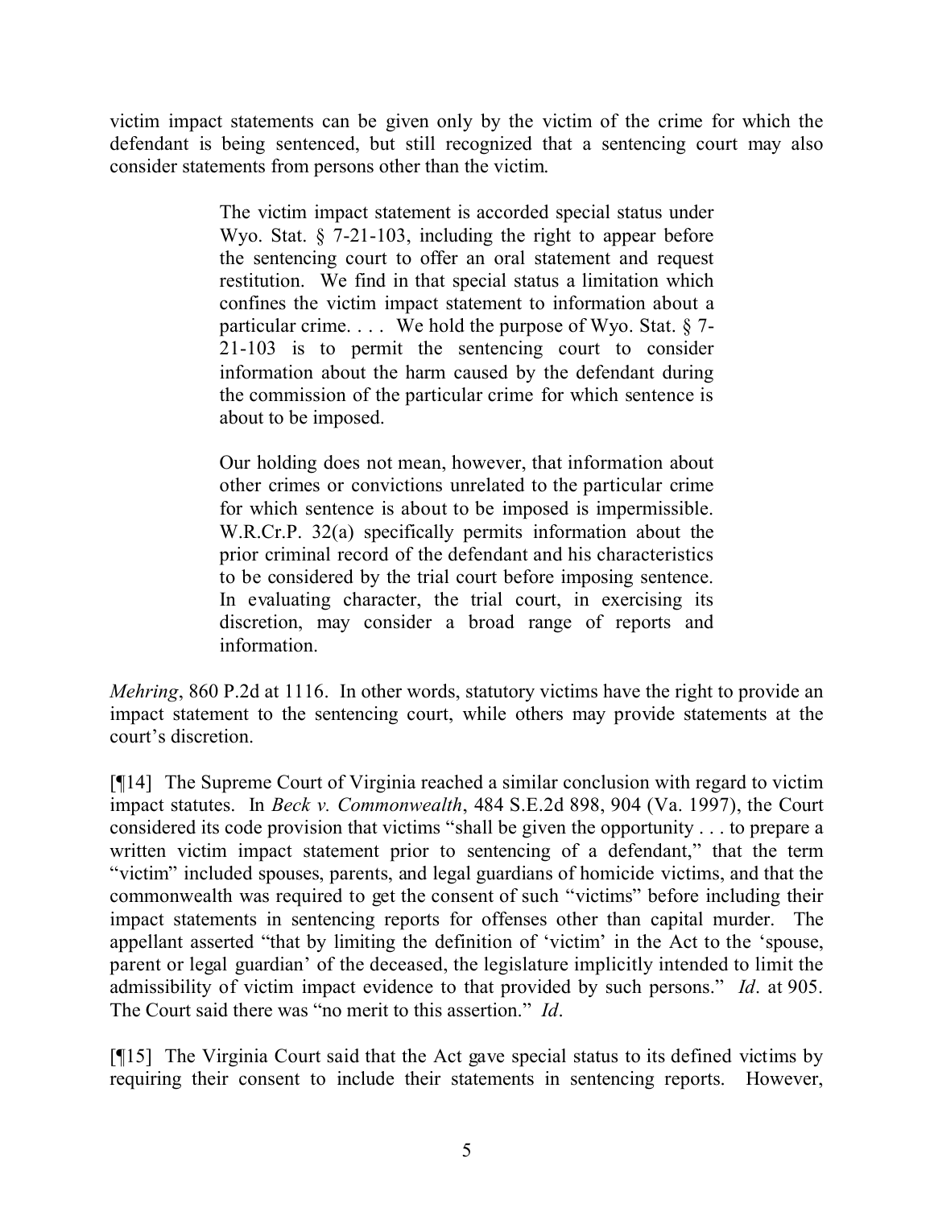victim impact statements can be given only by the victim of the crime for which the defendant is being sentenced, but still recognized that a sentencing court may also consider statements from persons other than the victim.

> The victim impact statement is accorded special status under Wyo. Stat. § 7-21-103, including the right to appear before the sentencing court to offer an oral statement and request restitution. We find in that special status a limitation which confines the victim impact statement to information about a particular crime. . . . We hold the purpose of Wyo. Stat. § 7-21-103 is to permit the sentencing court to consider information about the harm caused by the defendant during the commission of the particular crime for which sentence is about to be imposed.
>
> Our holding does not mean, however, that information about other crimes or convictions unrelated to the particular crime for which sentence is about to be imposed is impermissible. W.R.Cr.P. 32(a) specifically permits information about the prior criminal record of the defendant and his characteristics to be considered by the trial court before imposing sentence. In evaluating character, the trial court, in exercising its discretion, may consider a broad range of reports and information.

*Mehring*, 860 P.2d at 1116. In other words, statutory victims have the right to provide an impact statement to the sentencing court, while others may provide statements at the court's discretion.

[¶14] The Supreme Court of Virginia reached a similar conclusion with regard to victim impact statutes. In *Beck v. Commonwealth*, 484 S.E.2d 898, 904 (Va. 1997), the Court considered its code provision that victims "shall be given the opportunity . . . to prepare a written victim impact statement prior to sentencing of a defendant," that the term "victim" included spouses, parents, and legal guardians of homicide victims, and that the commonwealth was required to get the consent of such "victims" before including their impact statements in sentencing reports for offenses other than capital murder. The appellant asserted "that by limiting the definition of 'victim' in the Act to the 'spouse, parent or legal guardian' of the deceased, the legislature implicitly intended to limit the admissibility of victim impact evidence to that provided by such persons." *Id*. at 905. The Court said there was "no merit to this assertion." *Id*.

[¶15] The Virginia Court said that the Act gave special status to its defined victims by requiring their consent to include their statements in sentencing reports. However,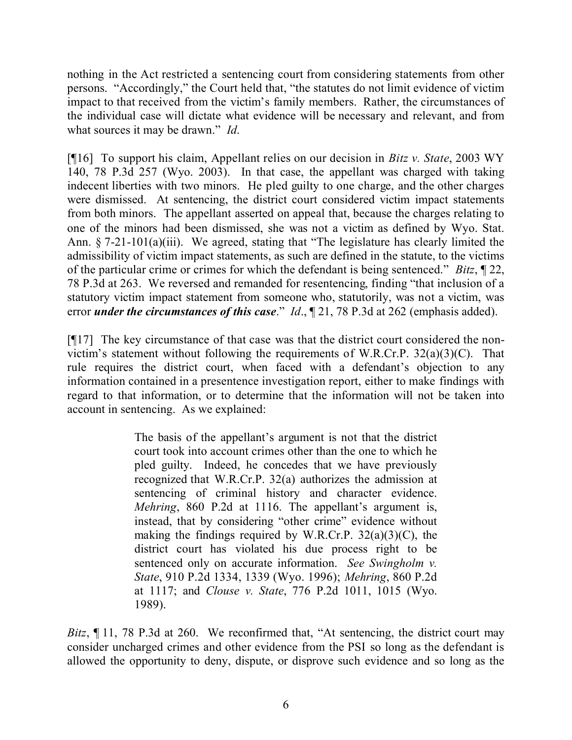nothing in the Act restricted a sentencing court from considering statements from other persons. "Accordingly," the Court held that, "the statutes do not limit evidence of victim impact to that received from the victim's family members. Rather, the circumstances of the individual case will dictate what evidence will be necessary and relevant, and from what sources it may be drawn." *Id*.

[¶16] To support his claim, Appellant relies on our decision in *Bitz v. State*, 2003 WY 140, 78 P.3d 257 (Wyo. 2003). In that case, the appellant was charged with taking indecent liberties with two minors. He pled guilty to one charge, and the other charges were dismissed. At sentencing, the district court considered victim impact statements from both minors. The appellant asserted on appeal that, because the charges relating to one of the minors had been dismissed, she was not a victim as defined by Wyo. Stat. Ann. § 7-21-101(a)(iii). We agreed, stating that "The legislature has clearly limited the admissibility of victim impact statements, as such are defined in the statute, to the victims of the particular crime or crimes for which the defendant is being sentenced." *Bitz*, ¶ 22, 78 P.3d at 263. We reversed and remanded for resentencing, finding "that inclusion of a statutory victim impact statement from someone who, statutorily, was not a victim, was error ***under the circumstances of this case***." *Id*., ¶ 21, 78 P.3d at 262 (emphasis added).

[¶17] The key circumstance of that case was that the district court considered the non-victim's statement without following the requirements of W.R.Cr.P. 32(a)(3)(C). That rule requires the district court, when faced with a defendant's objection to any information contained in a presentence investigation report, either to make findings with regard to that information, or to determine that the information will not be taken into account in sentencing. As we explained:

> The basis of the appellant's argument is not that the district court took into account crimes other than the one to which he pled guilty. Indeed, he concedes that we have previously recognized that W.R.Cr.P. 32(a) authorizes the admission at sentencing of criminal history and character evidence. *Mehring*, 860 P.2d at 1116. The appellant's argument is, instead, that by considering "other crime" evidence without making the findings required by W.R.Cr.P. 32(a)(3)(C), the district court has violated his due process right to be sentenced only on accurate information. *See Swingholm v. State*, 910 P.2d 1334, 1339 (Wyo. 1996); *Mehring*, 860 P.2d at 1117; and *Clouse v. State*, 776 P.2d 1011, 1015 (Wyo. 1989).

*Bitz*, ¶ 11, 78 P.3d at 260. We reconfirmed that, "At sentencing, the district court may consider uncharged crimes and other evidence from the PSI so long as the defendant is allowed the opportunity to deny, dispute, or disprove such evidence and so long as the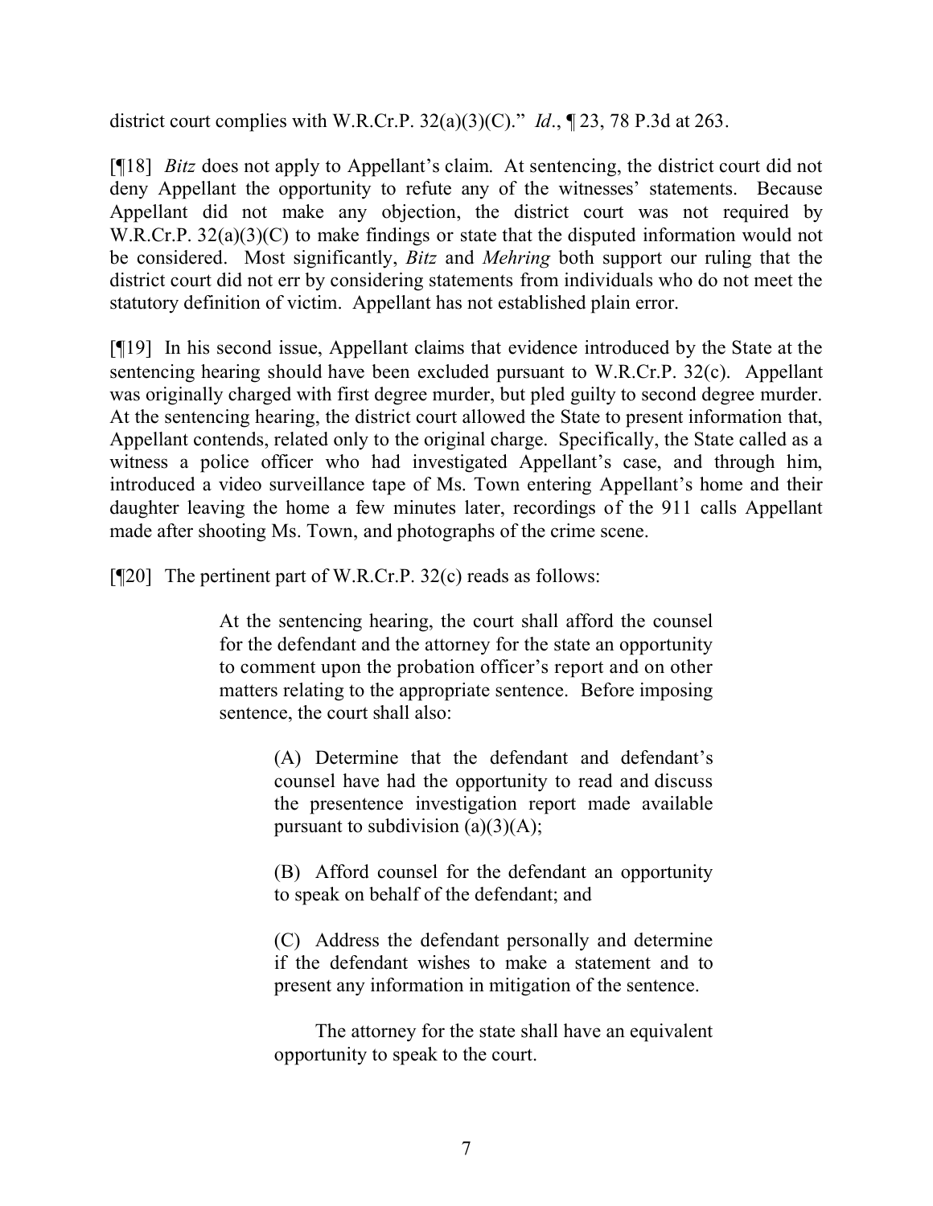district court complies with W.R.Cr.P. 32(a)(3)(C)." *Id*., ¶ 23, 78 P.3d at 263.

[¶18] *Bitz* does not apply to Appellant's claim. At sentencing, the district court did not deny Appellant the opportunity to refute any of the witnesses' statements. Because Appellant did not make any objection, the district court was not required by W.R.Cr.P. 32(a)(3)(C) to make findings or state that the disputed information would not be considered. Most significantly, *Bitz* and *Mehring* both support our ruling that the district court did not err by considering statements from individuals who do not meet the statutory definition of victim. Appellant has not established plain error.

[¶19] In his second issue, Appellant claims that evidence introduced by the State at the sentencing hearing should have been excluded pursuant to W.R.Cr.P. 32(c). Appellant was originally charged with first degree murder, but pled guilty to second degree murder. At the sentencing hearing, the district court allowed the State to present information that, Appellant contends, related only to the original charge. Specifically, the State called as a witness a police officer who had investigated Appellant's case, and through him, introduced a video surveillance tape of Ms. Town entering Appellant's home and their daughter leaving the home a few minutes later, recordings of the 911 calls Appellant made after shooting Ms. Town, and photographs of the crime scene.

[¶20] The pertinent part of W.R.Cr.P. 32(c) reads as follows:

> At the sentencing hearing, the court shall afford the counsel for the defendant and the attorney for the state an opportunity to comment upon the probation officer's report and on other matters relating to the appropriate sentence. Before imposing sentence, the court shall also:
>
> > (A) Determine that the defendant and defendant's counsel have had the opportunity to read and discuss the presentence investigation report made available pursuant to subdivision (a)(3)(A);
> >
> > (B) Afford counsel for the defendant an opportunity to speak on behalf of the defendant; and
> >
> > (C) Address the defendant personally and determine if the defendant wishes to make a statement and to present any information in mitigation of the sentence.
> >
> > The attorney for the state shall have an equivalent opportunity to speak to the court.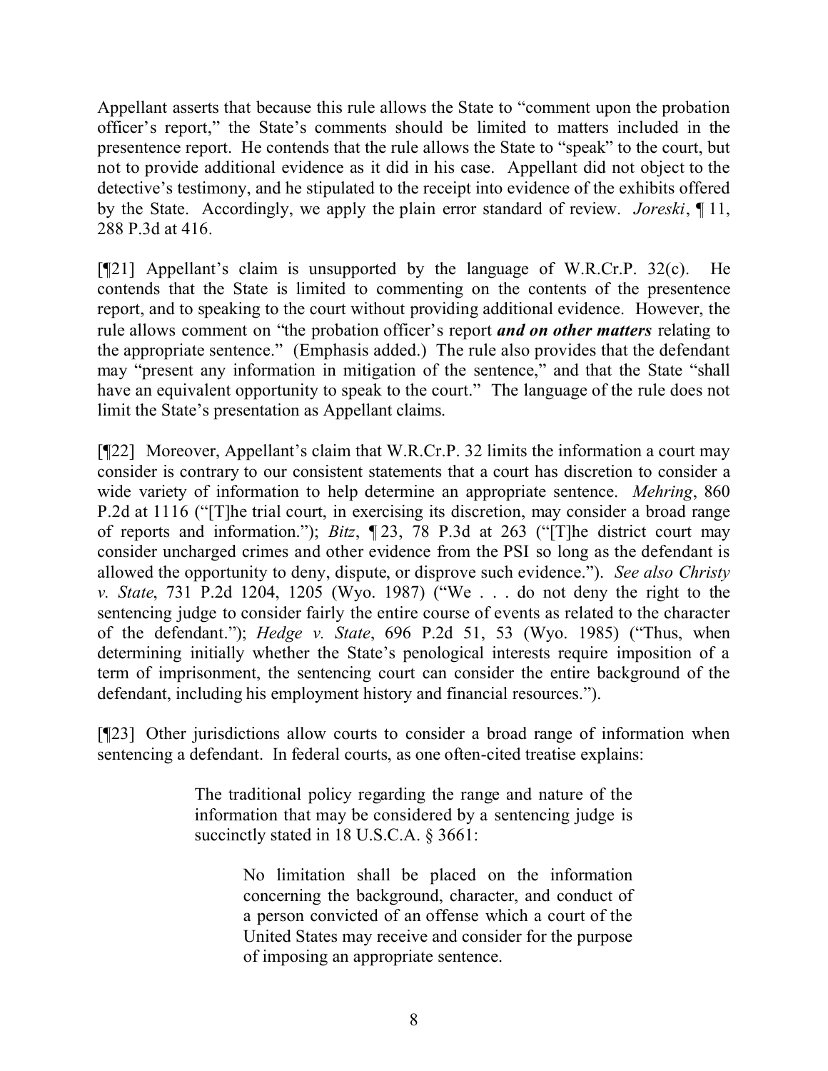Appellant asserts that because this rule allows the State to "comment upon the probation officer's report," the State's comments should be limited to matters included in the presentence report. He contends that the rule allows the State to "speak" to the court, but not to provide additional evidence as it did in his case. Appellant did not object to the detective's testimony, and he stipulated to the receipt into evidence of the exhibits offered by the State. Accordingly, we apply the plain error standard of review. *Joreski*, ¶ 11, 288 P.3d at 416.

[¶21] Appellant's claim is unsupported by the language of W.R.Cr.P. 32(c). He contends that the State is limited to commenting on the contents of the presentence report, and to speaking to the court without providing additional evidence. However, the rule allows comment on "the probation officer's report ***and on other matters*** relating to the appropriate sentence." (Emphasis added.) The rule also provides that the defendant may "present any information in mitigation of the sentence," and that the State "shall have an equivalent opportunity to speak to the court." The language of the rule does not limit the State's presentation as Appellant claims.

[¶22] Moreover, Appellant's claim that W.R.Cr.P. 32 limits the information a court may consider is contrary to our consistent statements that a court has discretion to consider a wide variety of information to help determine an appropriate sentence. *Mehring*, 860 P.2d at 1116 ("[T]he trial court, in exercising its discretion, may consider a broad range of reports and information."); *Bitz*, ¶ 23, 78 P.3d at 263 ("[T]he district court may consider uncharged crimes and other evidence from the PSI so long as the defendant is allowed the opportunity to deny, dispute, or disprove such evidence."). *See also Christy v. State*, 731 P.2d 1204, 1205 (Wyo. 1987) ("We . . . do not deny the right to the sentencing judge to consider fairly the entire course of events as related to the character of the defendant."); *Hedge v. State*, 696 P.2d 51, 53 (Wyo. 1985) ("Thus, when determining initially whether the State's penological interests require imposition of a term of imprisonment, the sentencing court can consider the entire background of the defendant, including his employment history and financial resources.").

[¶23] Other jurisdictions allow courts to consider a broad range of information when sentencing a defendant. In federal courts, as one often-cited treatise explains:

> The traditional policy regarding the range and nature of the information that may be considered by a sentencing judge is succinctly stated in 18 U.S.C.A. § 3661:
>
> > No limitation shall be placed on the information concerning the background, character, and conduct of a person convicted of an offense which a court of the United States may receive and consider for the purpose of imposing an appropriate sentence.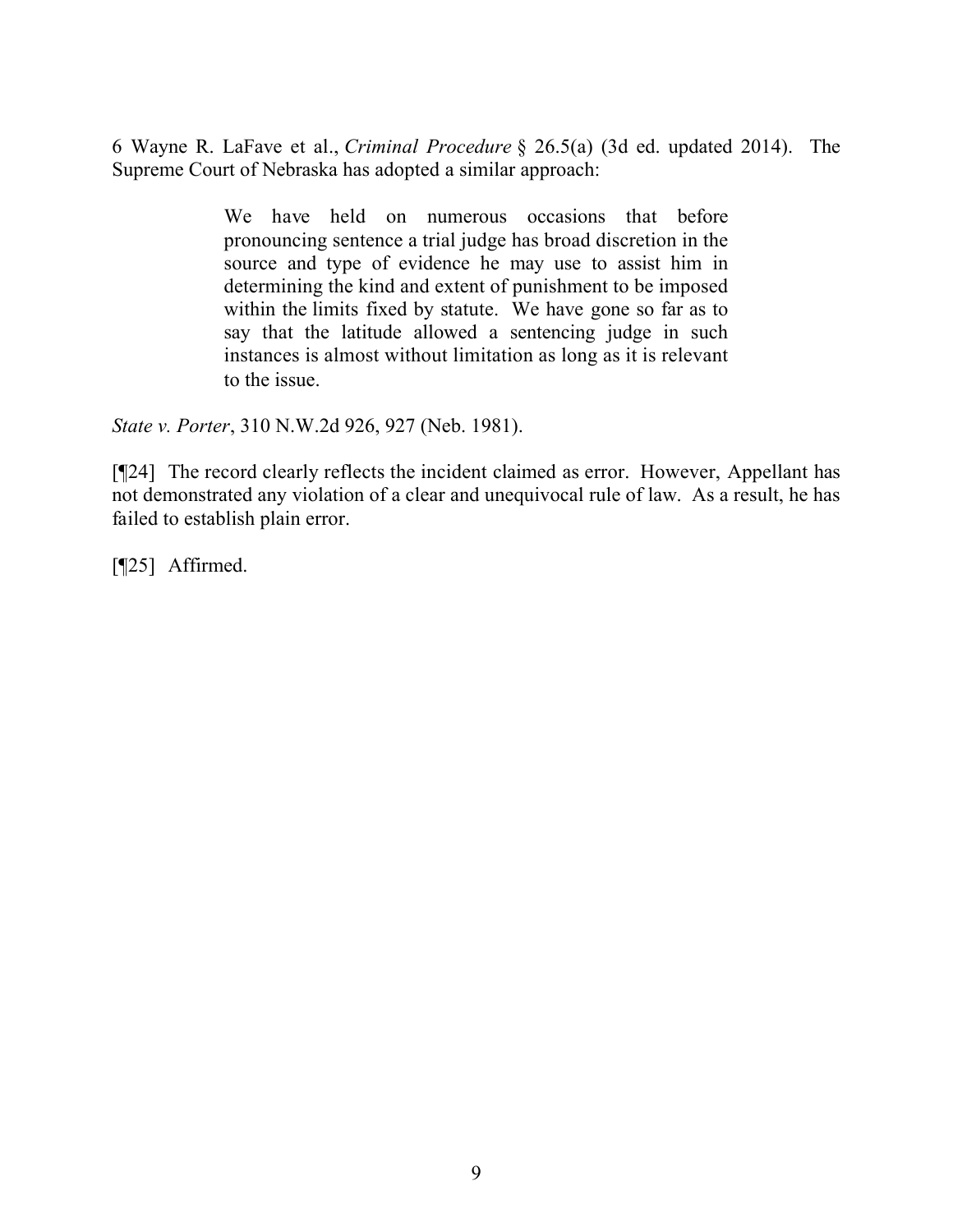6 Wayne R. LaFave et al., *Criminal Procedure* § 26.5(a) (3d ed. updated 2014). The Supreme Court of Nebraska has adopted a similar approach:

> We have held on numerous occasions that before pronouncing sentence a trial judge has broad discretion in the source and type of evidence he may use to assist him in determining the kind and extent of punishment to be imposed within the limits fixed by statute. We have gone so far as to say that the latitude allowed a sentencing judge in such instances is almost without limitation as long as it is relevant to the issue.

*State v. Porter*, 310 N.W.2d 926, 927 (Neb. 1981).

[¶24] The record clearly reflects the incident claimed as error. However, Appellant has not demonstrated any violation of a clear and unequivocal rule of law. As a result, he has failed to establish plain error.

[¶25] Affirmed.